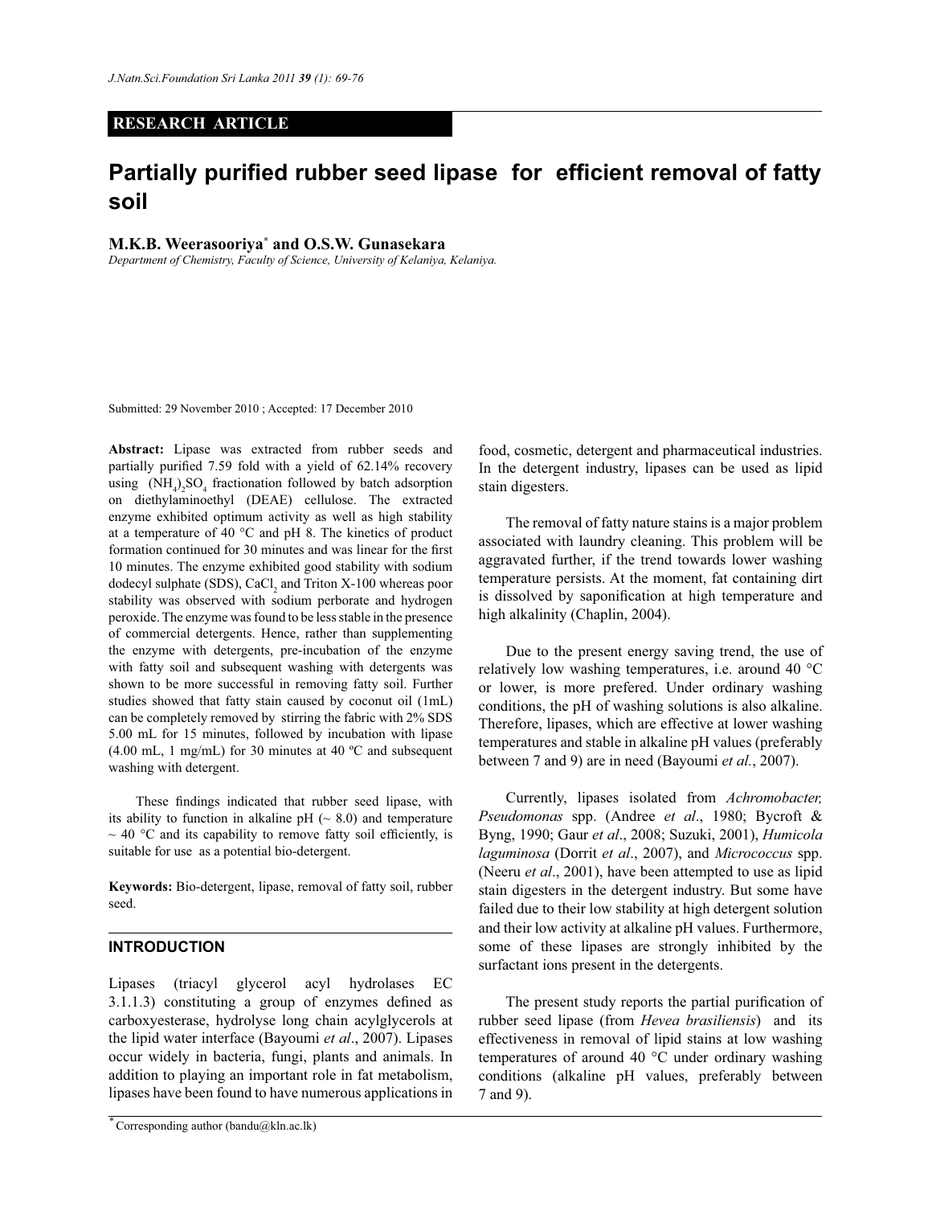**RESEARCH ARTICLE**

# Partially purified rubber seed lipase for efficient removal of fatty soil

**M.K.B. Weerasooriya[*] and O.S.W. Gunasekara**

*Department of Chemistry, Faculty of Science, University of Kelaniya, Kelaniya.*

Submitted: 29 November 2010 ; Accepted: 17 December 2010

**Abstract:** Lipase was extracted from rubber seeds and partially purified 7.59 fold with a yield of 62.14% recovery using $(NH_4)_2SO_4$ fractionation followed by batch adsorption on diethylaminoethyl (DEAE) cellulose. The extracted enzyme exhibited optimum activity as well as high stability at a temperature of 40 °C and pH 8. The kinetics of product formation continued for 30 minutes and was linear for the first 10 minutes. The enzyme exhibited good stability with sodium dodecyl sulphate (SDS), $CaCl_2$ and Triton X-100 whereas poor stability was observed with sodium perborate and hydrogen peroxide. The enzyme was found to be less stable in the presence of commercial detergents. Hence, rather than supplementing the enzyme with detergents, pre-incubation of the enzyme with fatty soil and subsequent washing with detergents was shown to be more successful in removing fatty soil. Further studies showed that fatty stain caused by coconut oil (1mL) can be completely removed by stirring the fabric with 2% SDS 5.00 mL for 15 minutes, followed by incubation with lipase (4.00 mL, 1 mg/mL) for 30 minutes at 40 ºC and subsequent washing with detergent.

These findings indicated that rubber seed lipase, with its ability to function in alkaline pH (~ 8.0) and temperature ~ 40 °C and its capability to remove fatty soil efficiently, is suitable for use as a potential bio-detergent.

**Keywords:** Bio-detergent, lipase, removal of fatty soil, rubber seed.

## INTRODUCTION

Lipases (triacyl glycerol acyl hydrolases EC 3.1.1.3) constituting a group of enzymes defined as carboxyesterase, hydrolyse long chain acylglycerols at the lipid water interface (Bayoumi *et al*., 2007). Lipases occur widely in bacteria, fungi, plants and animals. In addition to playing an important role in fat metabolism, lipases have been found to have numerous applications in food, cosmetic, detergent and pharmaceutical industries. In the detergent industry, lipases can be used as lipid stain digesters.

The removal of fatty nature stains is a major problem associated with laundry cleaning. This problem will be aggravated further, if the trend towards lower washing temperature persists. At the moment, fat containing dirt is dissolved by saponification at high temperature and high alkalinity (Chaplin, 2004).

Due to the present energy saving trend, the use of relatively low washing temperatures, i.e. around 40 °C or lower, is more prefered. Under ordinary washing conditions, the pH of washing solutions is also alkaline. Therefore, lipases, which are effective at lower washing temperatures and stable in alkaline pH values (preferably between 7 and 9) are in need (Bayoumi *et al.*, 2007).

Currently, lipases isolated from *Achromobacter, Pseudomonas* spp. (Andree *et al*., 1980; Bycroft & Byng, 1990; Gaur *et al*., 2008; Suzuki, 2001), *Humicola laguminosa* (Dorrit *et al*., 2007), and *Micrococcus* spp. (Neeru *et al*., 2001), have been attempted to use as lipid stain digesters in the detergent industry. But some have failed due to their low stability at high detergent solution and their low activity at alkaline pH values. Furthermore, some of these lipases are strongly inhibited by the surfactant ions present in the detergents.

The present study reports the partial purification of rubber seed lipase (from *Hevea brasiliensis*) and its effectiveness in removal of lipid stains at low washing temperatures of around 40 °C under ordinary washing conditions (alkaline pH values, preferably between 7 and 9).

[*] Corresponding author (bandu@kln.ac.lk)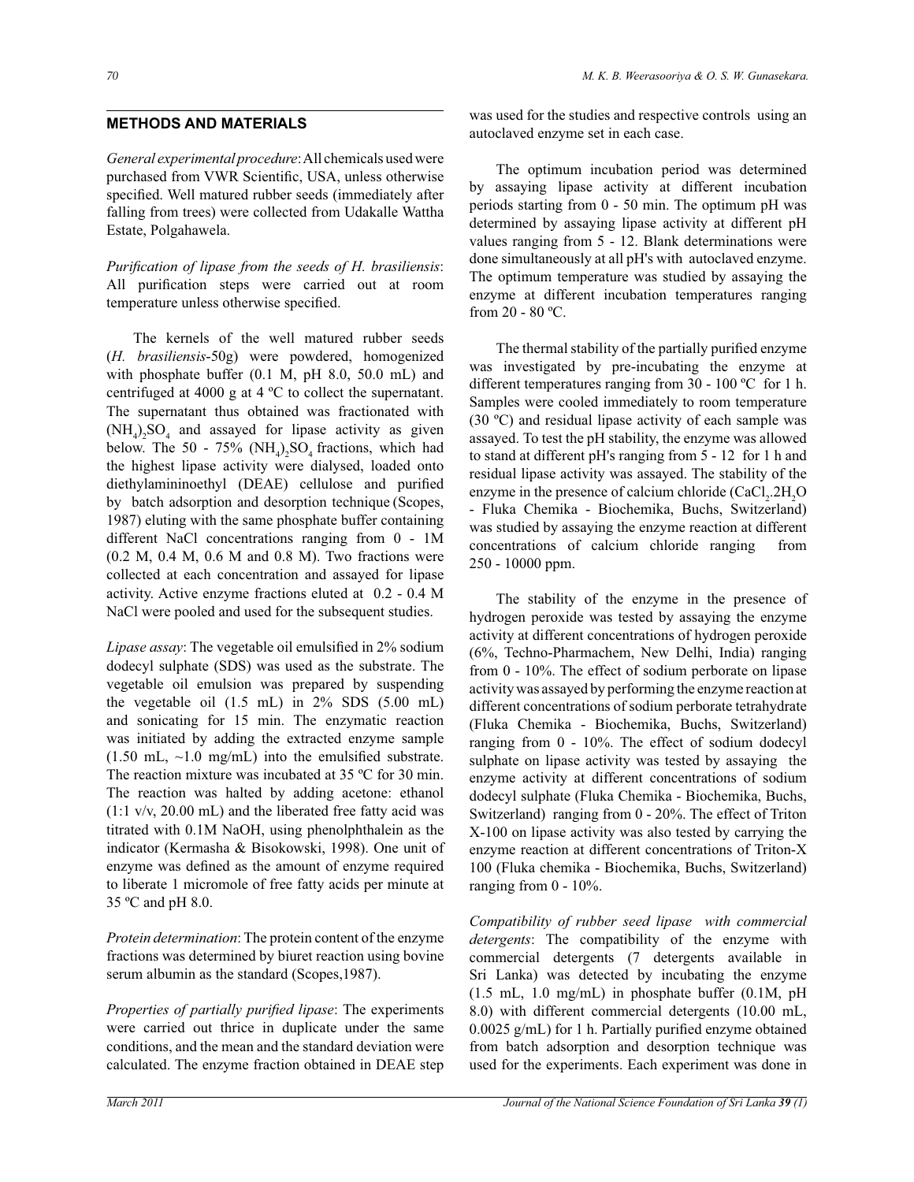## METHODS AND MATERIALS

*General experimental procedure*: All chemicals used were purchased from VWR Scientific, USA, unless otherwise specified. Well matured rubber seeds (immediately after falling from trees) were collected from Udakalle Wattha Estate, Polgahawela.

*Purification of lipase from the seeds of H. brasiliensis*: All purification steps were carried out at room temperature unless otherwise specified.

The kernels of the well matured rubber seeds (*H. brasiliensis*-50g) were powdered, homogenized with phosphate buffer (0.1 M, pH 8.0, 50.0 mL) and centrifuged at 4000 g at 4 ºC to collect the supernatant. The supernatant thus obtained was fractionated with $(NH_4)_2SO_4$ and assayed for lipase activity as given below. The 50 - 75% $(NH_4)_2SO_4$ fractions, which had the highest lipase activity were dialysed, loaded onto diethylamininoethyl (DEAE) cellulose and purified by batch adsorption and desorption technique (Scopes, 1987) eluting with the same phosphate buffer containing different NaCl concentrations ranging from 0 - 1M (0.2 M, 0.4 M, 0.6 M and 0.8 M). Two fractions were collected at each concentration and assayed for lipase activity. Active enzyme fractions eluted at 0.2 - 0.4 M NaCl were pooled and used for the subsequent studies.

*Lipase assay*: The vegetable oil emulsified in 2% sodium dodecyl sulphate (SDS) was used as the substrate. The vegetable oil emulsion was prepared by suspending the vegetable oil (1.5 mL) in 2% SDS (5.00 mL) and sonicating for 15 min. The enzymatic reaction was initiated by adding the extracted enzyme sample (1.50 mL, ~1.0 mg/mL) into the emulsified substrate. The reaction mixture was incubated at 35 ºC for 30 min. The reaction was halted by adding acetone: ethanol (1:1 v/v, 20.00 mL) and the liberated free fatty acid was titrated with 0.1M NaOH, using phenolphthalein as the indicator (Kermasha & Bisokowski, 1998). One unit of enzyme was defined as the amount of enzyme required to liberate 1 micromole of free fatty acids per minute at 35 ºC and pH 8.0.

*Protein determination*: The protein content of the enzyme fractions was determined by biuret reaction using bovine serum albumin as the standard (Scopes,1987).

*Properties of partially purified lipase*: The experiments were carried out thrice in duplicate under the same conditions, and the mean and the standard deviation were calculated. The enzyme fraction obtained in DEAE step was used for the studies and respective controls using an autoclaved enzyme set in each case.

The optimum incubation period was determined by assaying lipase activity at different incubation periods starting from 0 - 50 min. The optimum pH was determined by assaying lipase activity at different pH values ranging from 5 - 12. Blank determinations were done simultaneously at all pH's with autoclaved enzyme. The optimum temperature was studied by assaying the enzyme at different incubation temperatures ranging from 20 - 80 ºC.

The thermal stability of the partially purified enzyme was investigated by pre-incubating the enzyme at different temperatures ranging from 30 - 100 ºC for 1 h. Samples were cooled immediately to room temperature (30 ºC) and residual lipase activity of each sample was assayed. To test the pH stability, the enzyme was allowed to stand at different pH's ranging from 5 - 12 for 1 h and residual lipase activity was assayed. The stability of the enzyme in the presence of calcium chloride ($CaCl_2.2H_2O$ - Fluka Chemika - Biochemika, Buchs, Switzerland) was studied by assaying the enzyme reaction at different concentrations of calcium chloride ranging from 250 - 10000 ppm.

The stability of the enzyme in the presence of hydrogen peroxide was tested by assaying the enzyme activity at different concentrations of hydrogen peroxide (6%, Techno-Pharmachem, New Delhi, India) ranging from 0 - 10%. The effect of sodium perborate on lipase activity was assayed by performing the enzyme reaction at different concentrations of sodium perborate tetrahydrate (Fluka Chemika - Biochemika, Buchs, Switzerland) ranging from 0 - 10%. The effect of sodium dodecyl sulphate on lipase activity was tested by assaying the enzyme activity at different concentrations of sodium dodecyl sulphate (Fluka Chemika - Biochemika, Buchs, Switzerland) ranging from 0 - 20%. The effect of Triton X-100 on lipase activity was also tested by carrying the enzyme reaction at different concentrations of Triton-X 100 (Fluka chemika - Biochemika, Buchs, Switzerland) ranging from 0 - 10%.

*Compatibility of rubber seed lipase with commercial detergents*: The compatibility of the enzyme with commercial detergents (7 detergents available in Sri Lanka) was detected by incubating the enzyme (1.5 mL, 1.0 mg/mL) in phosphate buffer (0.1M, pH 8.0) with different commercial detergents (10.00 mL, 0.0025 g/mL) for 1 h. Partially purified enzyme obtained from batch adsorption and desorption technique was used for the experiments. Each experiment was done in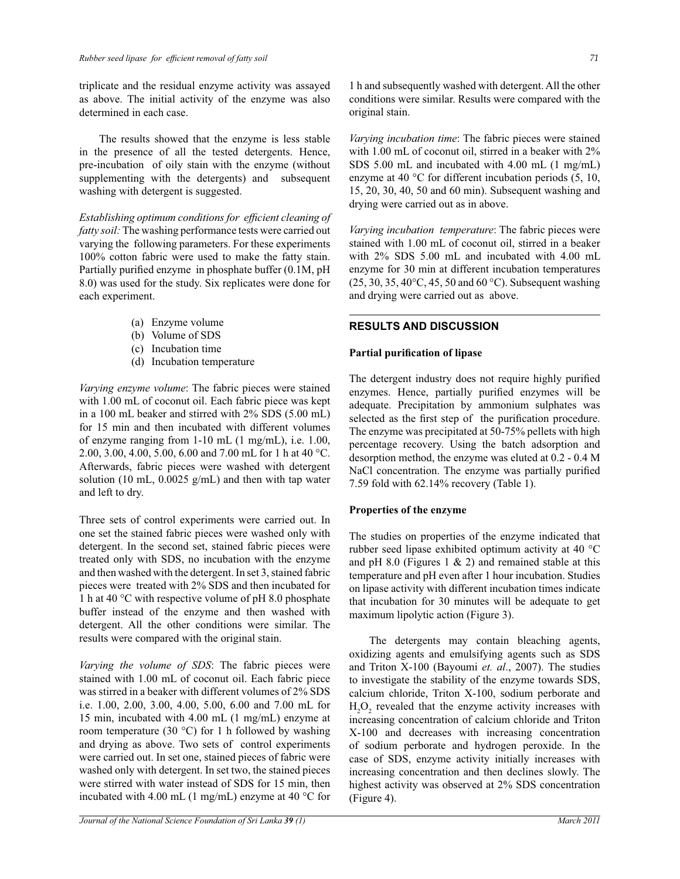triplicate and the residual enzyme activity was assayed as above. The initial activity of the enzyme was also determined in each case.

The results showed that the enzyme is less stable in the presence of all the tested detergents. Hence, pre-incubation of oily stain with the enzyme (without supplementing with the detergents) and subsequent washing with detergent is suggested.

*Establishing optimum conditions for efficient cleaning of fatty soil:* The washing performance tests were carried out varying the following parameters. For these experiments 100% cotton fabric were used to make the fatty stain. Partially purified enzyme in phosphate buffer (0.1M, pH 8.0) was used for the study. Six replicates were done for each experiment.

(a) Enzyme volume
(b) Volume of SDS
(c) Incubation time
(d) Incubation temperature

*Varying enzyme volume*: The fabric pieces were stained with 1.00 mL of coconut oil. Each fabric piece was kept in a 100 mL beaker and stirred with 2% SDS (5.00 mL) for 15 min and then incubated with different volumes of enzyme ranging from 1-10 mL (1 mg/mL), i.e. 1.00, 2.00, 3.00, 4.00, 5.00, 6.00 and 7.00 mL for 1 h at 40 °C. Afterwards, fabric pieces were washed with detergent solution (10 mL, 0.0025 g/mL) and then with tap water and left to dry.

Three sets of control experiments were carried out. In one set the stained fabric pieces were washed only with detergent. In the second set, stained fabric pieces were treated only with SDS, no incubation with the enzyme and then washed with the detergent. In set 3, stained fabric pieces were treated with 2% SDS and then incubated for 1 h at 40 °C with respective volume of pH 8.0 phosphate buffer instead of the enzyme and then washed with detergent. All the other conditions were similar. The results were compared with the original stain.

*Varying the volume of SDS*: The fabric pieces were stained with 1.00 mL of coconut oil. Each fabric piece was stirred in a beaker with different volumes of 2% SDS i.e. 1.00, 2.00, 3.00, 4.00, 5.00, 6.00 and 7.00 mL for 15 min, incubated with 4.00 mL (1 mg/mL) enzyme at room temperature (30 °C) for 1 h followed by washing and drying as above. Two sets of control experiments were carried out. In set one, stained pieces of fabric were washed only with detergent. In set two, the stained pieces were stirred with water instead of SDS for 15 min, then incubated with 4.00 mL (1 mg/mL) enzyme at 40 °C for 1 h and subsequently washed with detergent. All the other conditions were similar. Results were compared with the original stain.

*Varying incubation time*: The fabric pieces were stained with 1.00 mL of coconut oil, stirred in a beaker with 2% SDS 5.00 mL and incubated with 4.00 mL (1 mg/mL) enzyme at 40 °C for different incubation periods (5, 10, 15, 20, 30, 40, 50 and 60 min). Subsequent washing and drying were carried out as in above.

*Varying incubation temperature*: The fabric pieces were stained with 1.00 mL of coconut oil, stirred in a beaker with 2% SDS 5.00 mL and incubated with 4.00 mL enzyme for 30 min at different incubation temperatures (25, 30, 35, 40°C, 45, 50 and 60 °C). Subsequent washing and drying were carried out as above.

## RESULTS AND DISCUSSION

### Partial purification of lipase

The detergent industry does not require highly purified enzymes. Hence, partially purified enzymes will be adequate. Precipitation by ammonium sulphates was selected as the first step of the purification procedure. The enzyme was precipitated at 50-75% pellets with high percentage recovery. Using the batch adsorption and desorption method, the enzyme was eluted at 0.2 - 0.4 M NaCl concentration. The enzyme was partially purified 7.59 fold with 62.14% recovery (Table 1).

### Properties of the enzyme

The studies on properties of the enzyme indicated that rubber seed lipase exhibited optimum activity at 40 °C and pH 8.0 (Figures 1 & 2) and remained stable at this temperature and pH even after 1 hour incubation. Studies on lipase activity with different incubation times indicate that incubation for 30 minutes will be adequate to get maximum lipolytic action (Figure 3).

The detergents may contain bleaching agents, oxidizing agents and emulsifying agents such as SDS and Triton X-100 (Bayoumi *et. al*., 2007). The studies to investigate the stability of the enzyme towards SDS, calcium chloride, Triton X-100, sodium perborate and $H_2O_2$ revealed that the enzyme activity increases with increasing concentration of calcium chloride and Triton X-100 and decreases with increasing concentration of sodium perborate and hydrogen peroxide. In the case of SDS, enzyme activity initially increases with increasing concentration and then declines slowly. The highest activity was observed at 2% SDS concentration (Figure 4).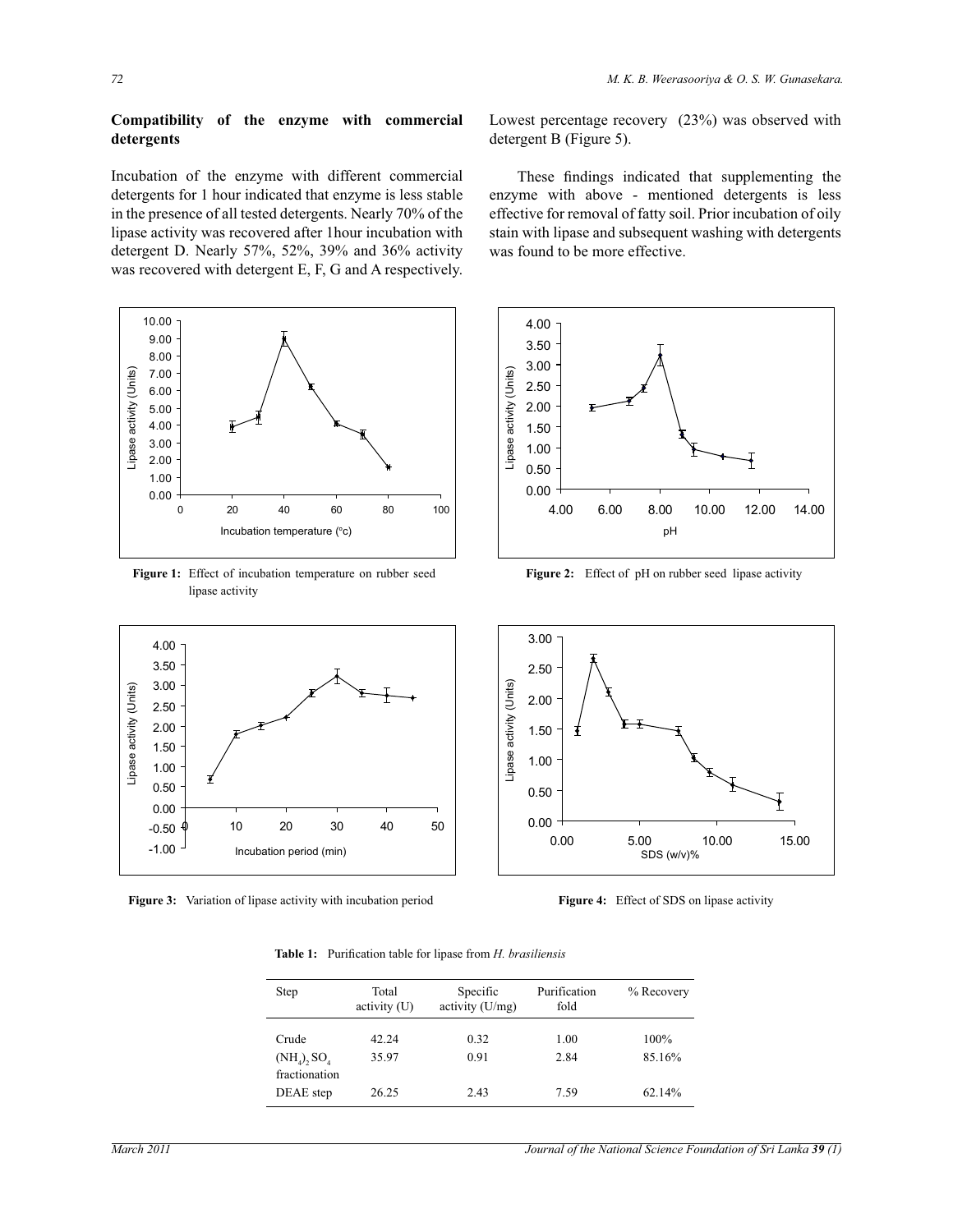## Compatibility of the enzyme with commercial detergents

Incubation of the enzyme with different commercial detergents for 1 hour indicated that enzyme is less stable in the presence of all tested detergents. Nearly 70% of the lipase activity was recovered after 1hour incubation with detergent D. Nearly 57%, 52%, 39% and 36% activity was recovered with detergent E, F, G and A respectively. Lowest percentage recovery (23%) was observed with detergent B (Figure 5).

These findings indicated that supplementing the enzyme with above - mentioned detergents is less effective for removal of fatty soil. Prior incubation of oily stain with lipase and subsequent washing with detergents was found to be more effective.

**Figure 1:** Effect of incubation temperature on rubber seed lipase activity

**Figure 2:** Effect of pH on rubber seed lipase activity

**Figure 3:** Variation of lipase activity with incubation period

**Figure 4:** Effect of SDS on lipase activity

**Table 1:** Purification table for lipase from *H. brasiliensis*

| Step | Total activity (U) | Specific activity (U/mg) | Purification fold | % Recovery |
|---|---|---|---|---|
| Crude | 42.24 | 0.32 | 1.00 | 100% |
| $(NH_4)_2SO_4$ fractionation | 35.97 | 0.91 | 2.84 | 85.16% |
| DEAE step | 26.25 | 2.43 | 7.59 | 62.14% |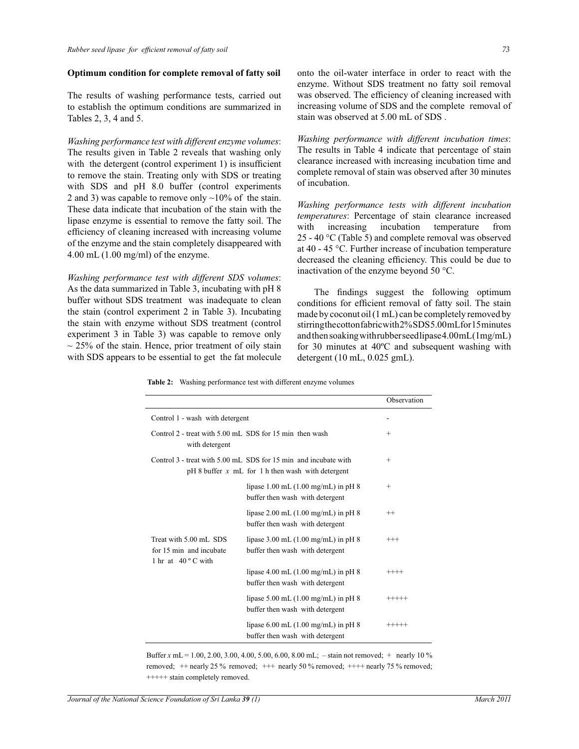**Optimum condition for complete removal of fatty soil**

The results of washing performance tests, carried out to establish the optimum conditions are summarized in Tables 2, 3, 4 and 5.

*Washing performance test with different enzyme volumes*: The results given in Table 2 reveals that washing only with the detergent (control experiment 1) is insufficient to remove the stain. Treating only with SDS or treating with SDS and pH 8.0 buffer (control experiments 2 and 3) was capable to remove only ~10% of the stain. These data indicate that incubation of the stain with the lipase enzyme is essential to remove the fatty soil. The efficiency of cleaning increased with increasing volume of the enzyme and the stain completely disappeared with 4.00 mL (1.00 mg/ml) of the enzyme.

*Washing performance test with different SDS volumes*: As the data summarized in Table 3, incubating with pH 8 buffer without SDS treatment was inadequate to clean the stain (control experiment 2 in Table 3). Incubating the stain with enzyme without SDS treatment (control experiment 3 in Table 3) was capable to remove only ~ 25% of the stain. Hence, prior treatment of oily stain with SDS appears to be essential to get the fat molecule onto the oil-water interface in order to react with the enzyme. Without SDS treatment no fatty soil removal was observed. The efficiency of cleaning increased with increasing volume of SDS and the complete removal of stain was observed at 5.00 mL of SDS .

*Washing performance with different incubation times*: The results in Table 4 indicate that percentage of stain clearance increased with increasing incubation time and complete removal of stain was observed after 30 minutes of incubation.

*Washing performance tests with different incubation temperatures*: Percentage of stain clearance increased with increasing incubation temperature from 25 - 40 °C (Table 5) and complete removal was observed at 40 - 45 °C. Further increase of incubation temperature decreased the cleaning efficiency. This could be due to inactivation of the enzyme beyond 50 °C.

The findings suggest the following optimum conditions for efficient removal of fatty soil. The stain made by coconut oil (1 mL) can be completely removed by stirring the cotton fabric with 2% SDS 5.00 mL for 15 minutes and then soaking with rubber seed lipase 4.00 mL (1mg/mL) for 30 minutes at 40ºC and subsequent washing with detergent (10 mL, 0.025 gmL).

**Table 2:** Washing performance test with different enzyme volumes

| | | Observation |
|---|---|---|
| Control 1 - wash with detergent | | - |
| Control 2 - treat with 5.00 mL SDS for 15 min then wash with detergent | | + |
| Control 3 - treat with 5.00 mL SDS for 15 min and incubate with pH 8 buffer *x* mL for 1 h then wash with detergent | | + |
| Treat with 5.00 mL SDS for 15 min and incubate 1 hr at 40 º C with | lipase 1.00 mL (1.00 mg/mL) in pH 8 buffer then wash with detergent | + |
| | lipase 2.00 mL (1.00 mg/mL) in pH 8 buffer then wash with detergent | ++ |
| | lipase 3.00 mL (1.00 mg/mL) in pH 8 buffer then wash with detergent | +++ |
| | lipase 4.00 mL (1.00 mg/mL) in pH 8 buffer then wash with detergent | ++++ |
| | lipase 5.00 mL (1.00 mg/mL) in pH 8 buffer then wash with detergent | +++++ |
| | lipase 6.00 mL (1.00 mg/mL) in pH 8 buffer then wash with detergent | +++++ |

Buffer *x* mL = 1.00, 2.00, 3.00, 4.00, 5.00, 6.00, 8.00 mL; – stain not removed; + nearly 10 % removed; ++ nearly 25 % removed; +++ nearly 50 % removed; ++++ nearly 75 % removed; +++++ stain completely removed.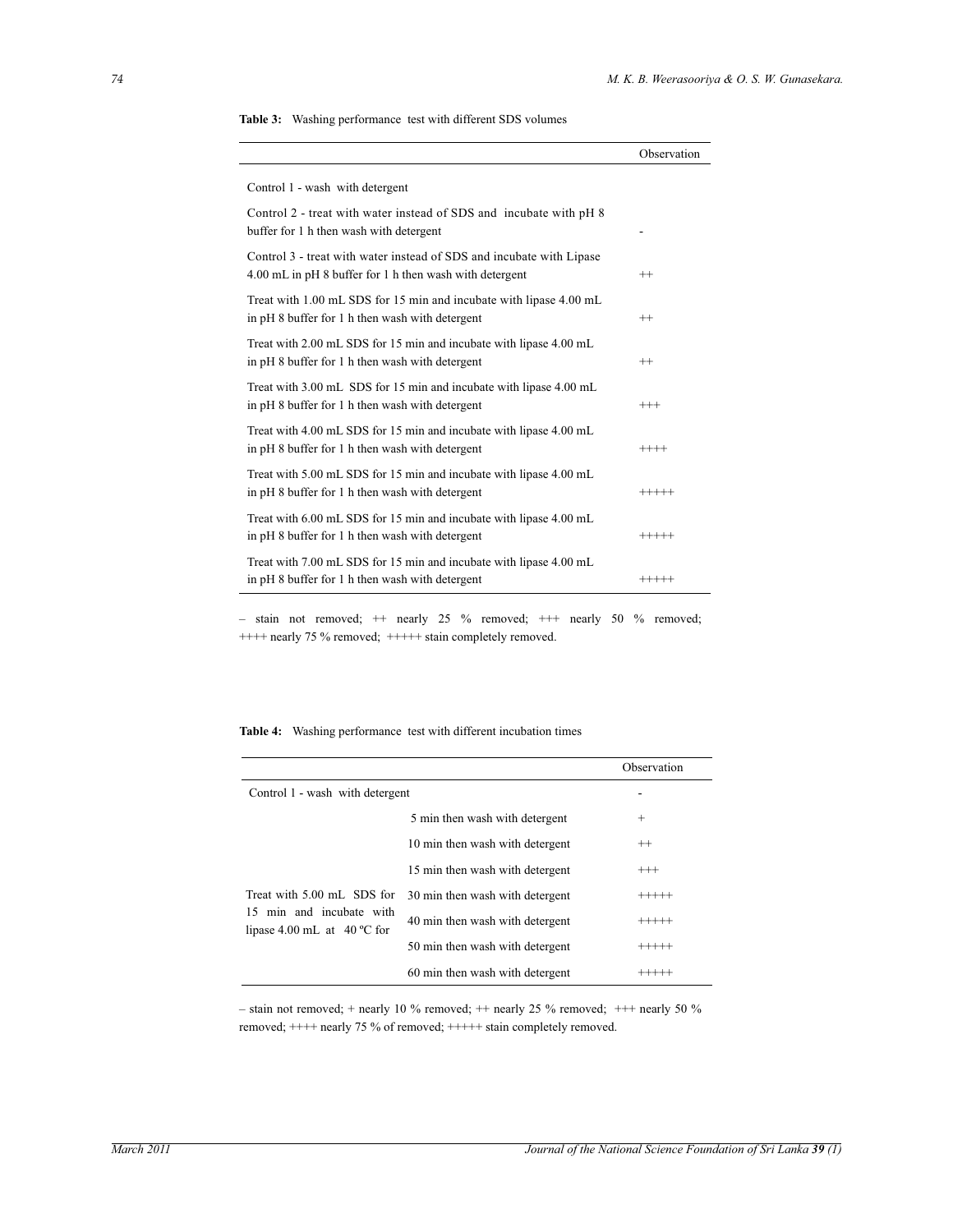**Table 3:** Washing performance test with different SDS volumes

| | Observation |
|---|---|
| Control 1 - wash with detergent | |
| Control 2 - treat with water instead of SDS and incubate with pH 8 buffer for 1 h then wash with detergent | - |
| Control 3 - treat with water instead of SDS and incubate with Lipase 4.00 mL in pH 8 buffer for 1 h then wash with detergent | ++ |
| Treat with 1.00 mL SDS for 15 min and incubate with lipase 4.00 mL in pH 8 buffer for 1 h then wash with detergent | ++ |
| Treat with 2.00 mL SDS for 15 min and incubate with lipase 4.00 mL in pH 8 buffer for 1 h then wash with detergent | ++ |
| Treat with 3.00 mL SDS for 15 min and incubate with lipase 4.00 mL in pH 8 buffer for 1 h then wash with detergent | +++ |
| Treat with 4.00 mL SDS for 15 min and incubate with lipase 4.00 mL in pH 8 buffer for 1 h then wash with detergent | ++++ |
| Treat with 5.00 mL SDS for 15 min and incubate with lipase 4.00 mL in pH 8 buffer for 1 h then wash with detergent | +++++ |
| Treat with 6.00 mL SDS for 15 min and incubate with lipase 4.00 mL in pH 8 buffer for 1 h then wash with detergent | +++++ |
| Treat with 7.00 mL SDS for 15 min and incubate with lipase 4.00 mL in pH 8 buffer for 1 h then wash with detergent | +++++ |

– stain not removed; ++ nearly 25 % removed; +++ nearly 50 % removed; ++++ nearly 75 % removed; +++++ stain completely removed.

**Table 4:** Washing performance test with different incubation times

| | | Observation |
|---|---|---|
| Control 1 - wash with detergent | | - |
| Treat with 5.00 mL SDS for 15 min and incubate with lipase 4.00 mL at 40 ºC for | 5 min then wash with detergent | + |
| | 10 min then wash with detergent | ++ |
| | 15 min then wash with detergent | +++ |
| | 30 min then wash with detergent | +++++ |
| | 40 min then wash with detergent | +++++ |
| | 50 min then wash with detergent | +++++ |
| | 60 min then wash with detergent | +++++ |

– stain not removed; + nearly 10 % removed; ++ nearly 25 % removed; +++ nearly 50 % removed; ++++ nearly 75 % of removed; +++++ stain completely removed.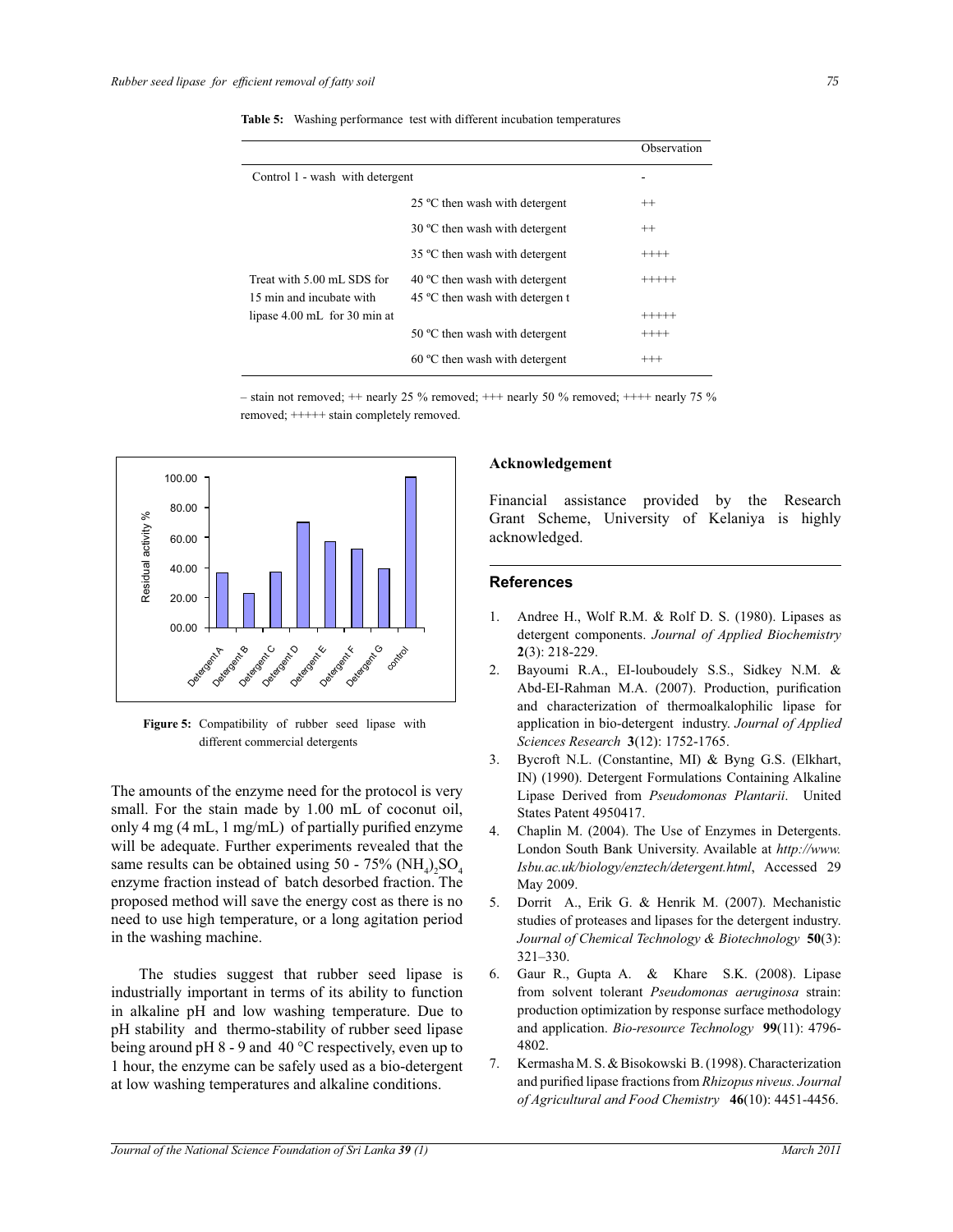**Table 5:** Washing performance test with different incubation temperatures

| | | Observation |
|---|---|---|
| Control 1 - wash with detergent | | - |
| Treat with 5.00 mL SDS for 15 min and incubate with lipase 4.00 mL for 30 min at | 25 ºC then wash with detergent | ++ |
| | 30 ºC then wash with detergent | ++ |
| | 35 ºC then wash with detergent | ++++ |
| | 40 ºC then wash with detergent | +++++ |
| | 45 ºC then wash with detergen t | +++++ |
| | 50 ºC then wash with detergent | ++++ |
| | 60 ºC then wash with detergent | +++ |

– stain not removed; ++ nearly 25 % removed; +++ nearly 50 % removed; ++++ nearly 75 % removed; +++++ stain completely removed.

**Figure 5:** Compatibility of rubber seed lipase with different commercial detergents

The amounts of the enzyme need for the protocol is very small. For the stain made by 1.00 mL of coconut oil, only 4 mg (4 mL, 1 mg/mL) of partially purified enzyme will be adequate. Further experiments revealed that the same results can be obtained using 50 - 75% $(NH_4)_2SO_4$ enzyme fraction instead of batch desorbed fraction. The proposed method will save the energy cost as there is no need to use high temperature, or a long agitation period in the washing machine.

The studies suggest that rubber seed lipase is industrially important in terms of its ability to function in alkaline pH and low washing temperature. Due to pH stability and thermo-stability of rubber seed lipase being around pH 8 - 9 and 40 °C respectively, even up to 1 hour, the enzyme can be safely used as a bio-detergent at low washing temperatures and alkaline conditions.

## Acknowledgement

Financial assistance provided by the Research Grant Scheme, University of Kelaniya is highly acknowledged.

## References

1. Andree H., Wolf R.M. & Rolf D. S. (1980). Lipases as detergent components. *Journal of Applied Biochemistry* **2**(3): 218-229.
2. Bayoumi R.A., El-louboudely S.S., Sidkey N.M. & Abd-El-Rahman M.A. (2007). Production, purification and characterization of thermoalkalophilic lipase for application in bio-detergent industry. *Journal of Applied Sciences Research* **3**(12): 1752-1765.
3. Bycroft N.L. (Constantine, MI) & Byng G.S. (Elkhart, IN) (1990). Detergent Formulations Containing Alkaline Lipase Derived from *Pseudomonas Plantarii*. United States Patent 4950417.
4. Chaplin M. (2004). The Use of Enzymes in Detergents. London South Bank University. Available at *http://www.lsbu.ac.uk/biology/enztech/detergent.html*, Accessed 29 May 2009.
5. Dorrit A., Erik G. & Henrik M. (2007). Mechanistic studies of proteases and lipases for the detergent industry. *Journal of Chemical Technology & Biotechnology* **50**(3): 321–330.
6. Gaur R., Gupta A. & Khare S.K. (2008). Lipase from solvent tolerant *Pseudomonas aeruginosa* strain: production optimization by response surface methodology and application. *Bio-resource Technology* **99**(11): 4796-4802.
7. Kermasha M. S. & Bisokowski B. (1998). Characterization and purified lipase fractions from *Rhizopus niveus. Journal of Agricultural and Food Chemistry* **46**(10): 4451-4456.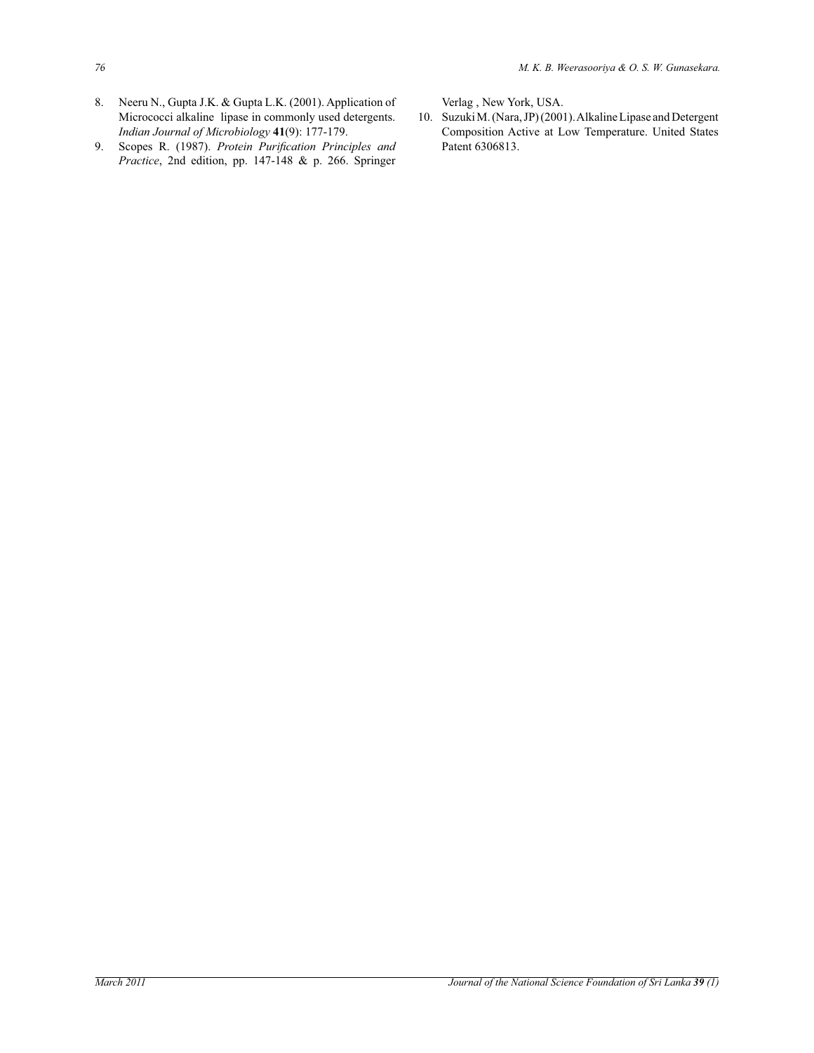8. Neeru N., Gupta J.K. & Gupta L.K. (2001). Application of Micrococci alkaline lipase in commonly used detergents. *Indian Journal of Microbiology* **41**(9): 177-179.
9. Scopes R. (1987). *Protein Purification Principles and Practice*, 2nd edition, pp. 147-148 & p. 266. Springer Verlag , New York, USA.
10. Suzuki M. (Nara, JP) (2001). Alkaline Lipase and Detergent Composition Active at Low Temperature. United States Patent 6306813.